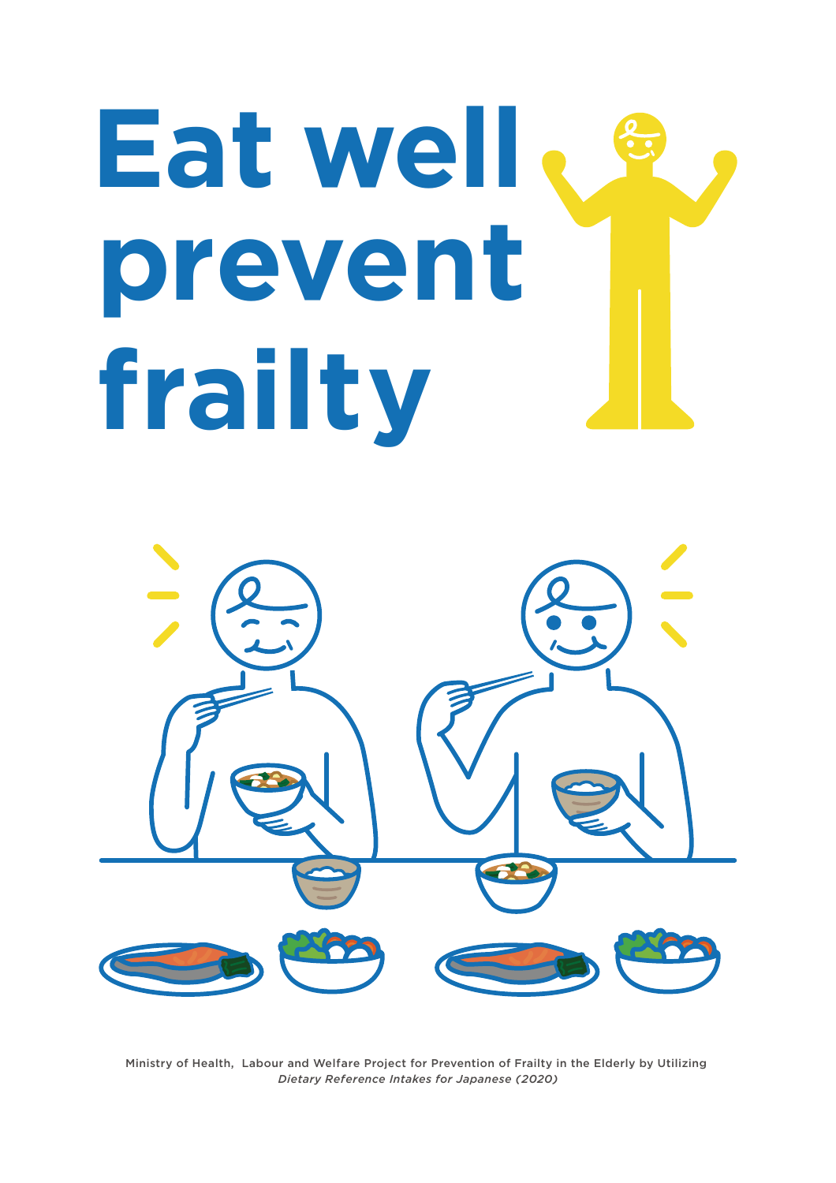# Eat well prevent frailty

Ministry of Health, Labour and Welfare Project for Prevention of Frailty in the Elderly by Utilizing *Dietary Reference Intakes for Japanese (2020)*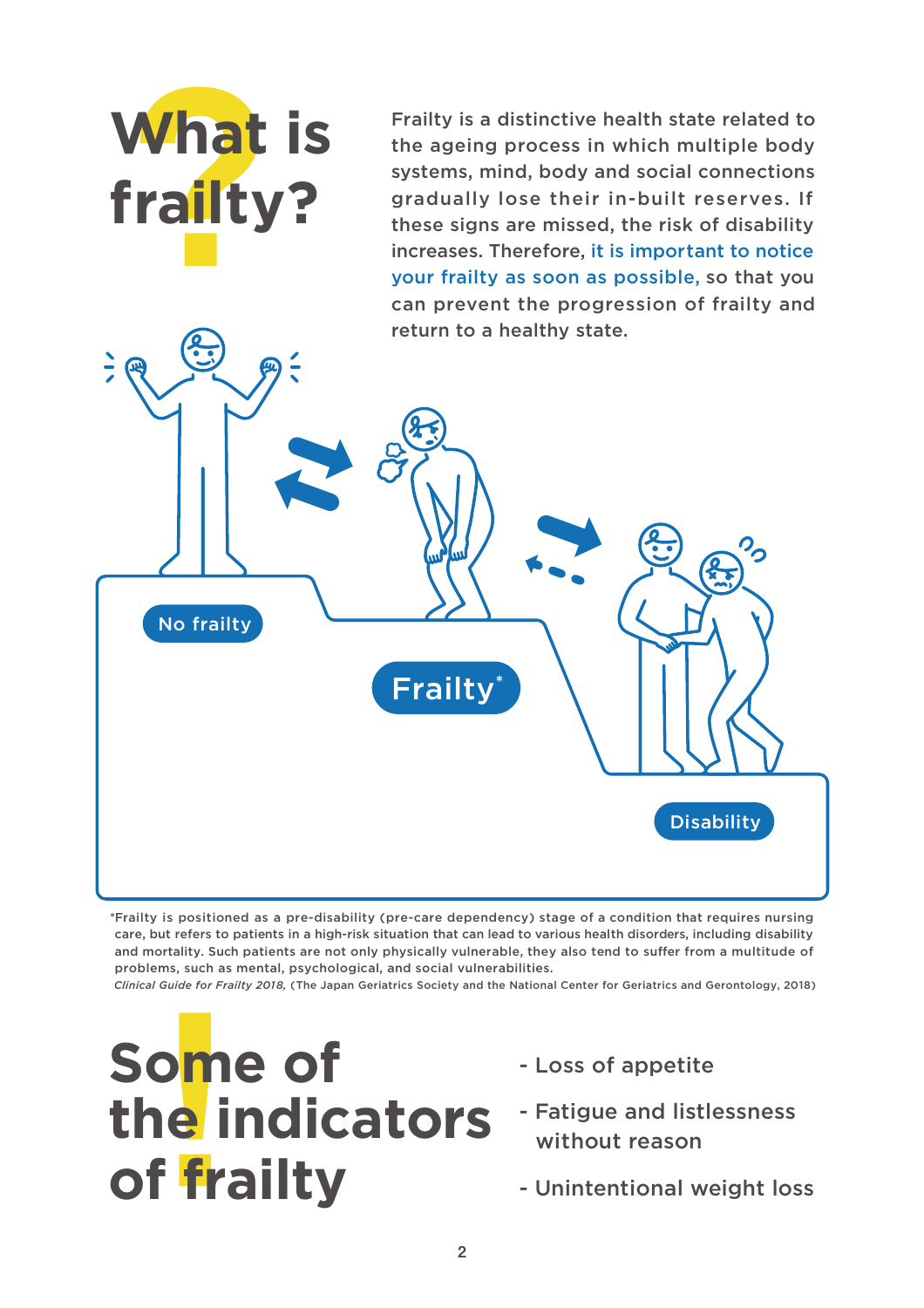# What is frailty?

Frailty is a distinctive health state related to the ageing process in which multiple body systems, mind, body and social connections gradually lose their in-built reserves. If these signs are missed, the risk of disability increases. Therefore, it is important to notice your frailty as soon as possible, so that you can prevent the progression of frailty and return to a healthy state.

No frailty

Frailty*

Disability

*Frailty is positioned as a pre-disability (pre-care dependency) stage of a condition that requires nursing care, but refers to patients in a high-risk situation that can lead to various health disorders, including disability and mortality. Such patients are not only physically vulnerable, they also tend to suffer from a multitude of problems, such as mental, psychological, and social vulnerabilities.
*Clinical Guide for Frailty 2018,* (The Japan Geriatrics Society and the National Center for Geriatrics and Gerontology, 2018)

# Some of the indicators of frailty

- Loss of appetite
- Fatigue and listlessness without reason
- Unintentional weight loss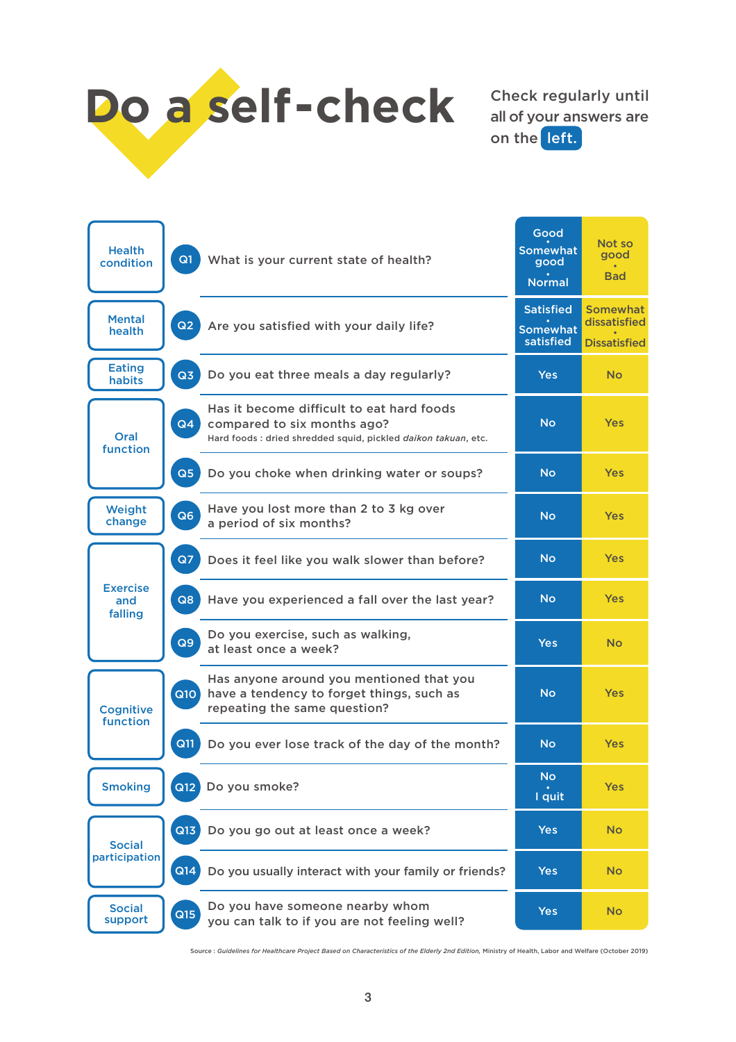# Do a self-check

Check regularly until all of your answers are on the **left.**

| Category | No. | Question | Left (blue) | Right (yellow) |
|---|---|---|---|---|
| Health condition | Q1 | What is your current state of health? | Good • Somewhat good • Normal | Not so good • Bad |
| Mental health | Q2 | Are you satisfied with your daily life? | Satisfied • Somewhat satisfied | Somewhat dissatisfied • Dissatisfied |
| Eating habits | Q3 | Do you eat three meals a day regularly? | Yes | No |
| Oral function | Q4 | Has it become difficult to eat hard foods compared to six months ago? Hard foods : dried shredded squid, pickled *daikon takuan*, etc. | No | Yes |
| | Q5 | Do you choke when drinking water or soups? | No | Yes |
| Weight change | Q6 | Have you lost more than 2 to 3 kg over a period of six months? | No | Yes |
| Exercise and falling | Q7 | Does it feel like you walk slower than before? | No | Yes |
| | Q8 | Have you experienced a fall over the last year? | No | Yes |
| | Q9 | Do you exercise, such as walking, at least once a week? | Yes | No |
| Cognitive function | Q10 | Has anyone around you mentioned that you have a tendency to forget things, such as repeating the same question? | No | Yes |
| | Q11 | Do you ever lose track of the day of the month? | No | Yes |
| Smoking | Q12 | Do you smoke? | No • I quit | Yes |
| Social participation | Q13 | Do you go out at least once a week? | Yes | No |
| | Q14 | Do you usually interact with your family or friends? | Yes | No |
| Social support | Q15 | Do you have someone nearby whom you can talk to if you are not feeling well? | Yes | No |

Source : *Guidelines for Healthcare Project Based on Characteristics of the Elderly 2nd Edition*, Ministry of Health, Labor and Welfare (October 2019)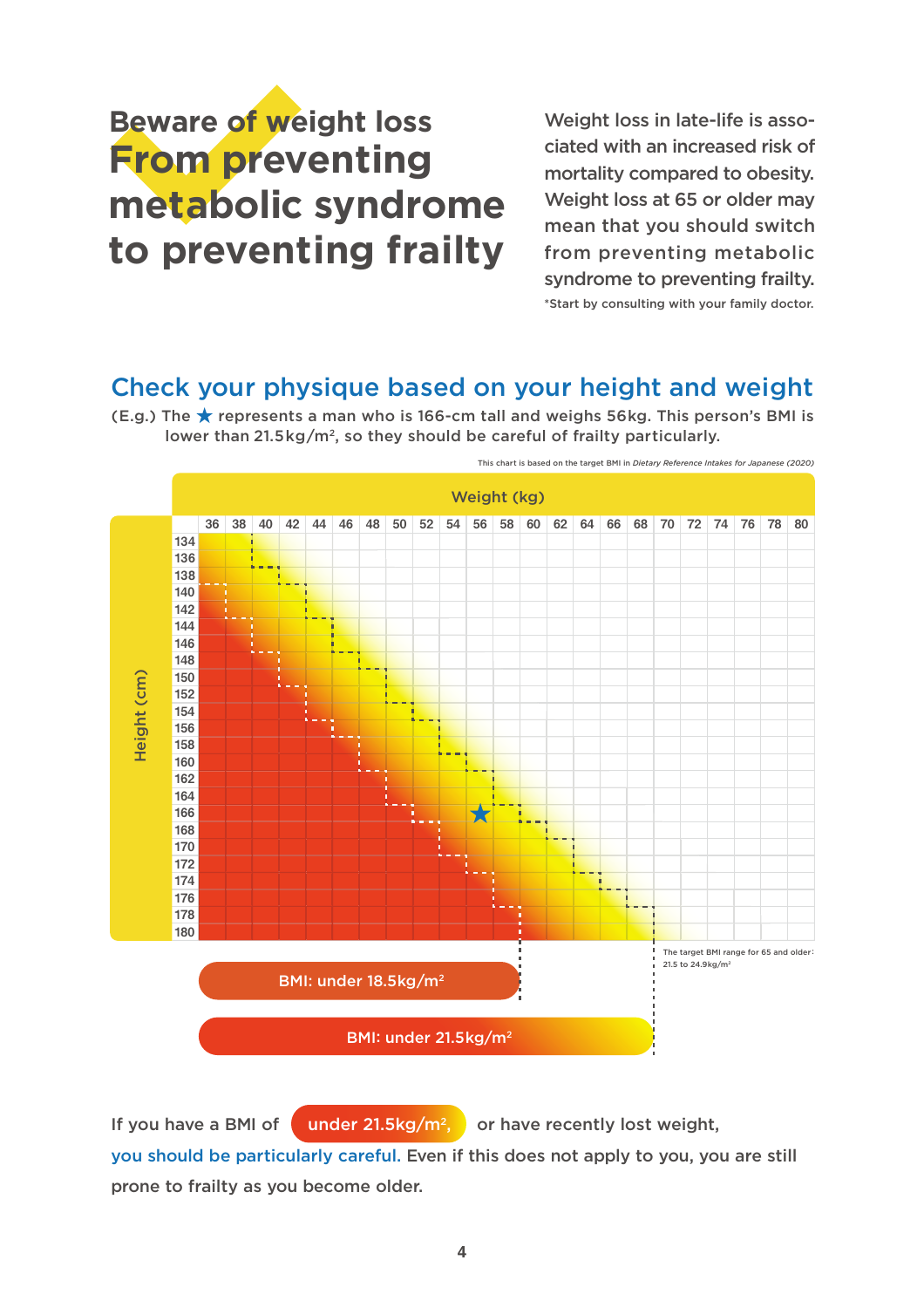# Beware of weight loss
## From preventing metabolic syndrome to preventing frailty

Weight loss in late-life is associated with an increased risk of mortality compared to obesity. Weight loss at 65 or older may mean that you should switch from preventing metabolic syndrome to preventing frailty.

*Start by consulting with your family doctor.

## Check your physique based on your height and weight

(E.g.) The ★ represents a man who is 166-cm tall and weighs 56kg. This person's BMI is lower than 21.5kg/m², so they should be careful of frailty particularly.

This chart is based on the target BMI in *Dietary Reference Intakes for Japanese (2020)*

Weight (kg): 36, 38, 40, 42, 44, 46, 48, 50, 52, 54, 56, 58, 60, 62, 64, 66, 68, 70, 72, 74, 76, 78, 80

Height (cm): 134, 136, 138, 140, 142, 144, 146, 148, 150, 152, 154, 156, 158, 160, 162, 164, 166, 168, 170, 172, 174, 176, 178, 180

The target BMI range for 65 and older: 21.5 to 24.9kg/m²

BMI: under 18.5kg/m²

BMI: under 21.5kg/m²

If you have a BMI of **under 21.5kg/m²**, or have recently lost weight, you should be particularly careful. Even if this does not apply to you, you are still prone to frailty as you become older.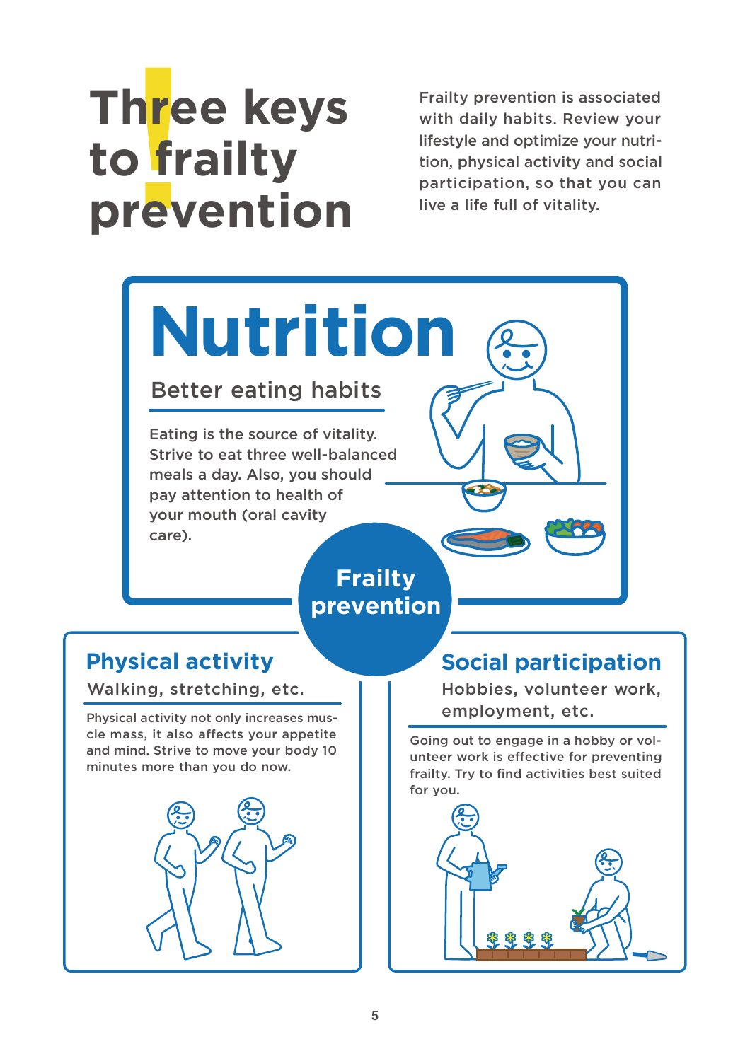# Three keys to frailty prevention

Frailty prevention is associated with daily habits. Review your lifestyle and optimize your nutrition, physical activity and social participation, so that you can live a life full of vitality.

## Nutrition

### Better eating habits

Eating is the source of vitality. Strive to eat three well-balanced meals a day. Also, you should pay attention to health of your mouth (oral cavity care).

**Frailty prevention**

## Physical activity

### Walking, stretching, etc.

Physical activity not only increases muscle mass, it also affects your appetite and mind. Strive to move your body 10 minutes more than you do now.

## Social participation

### Hobbies, volunteer work, employment, etc.

Going out to engage in a hobby or volunteer work is effective for preventing frailty. Try to find activities best suited for you.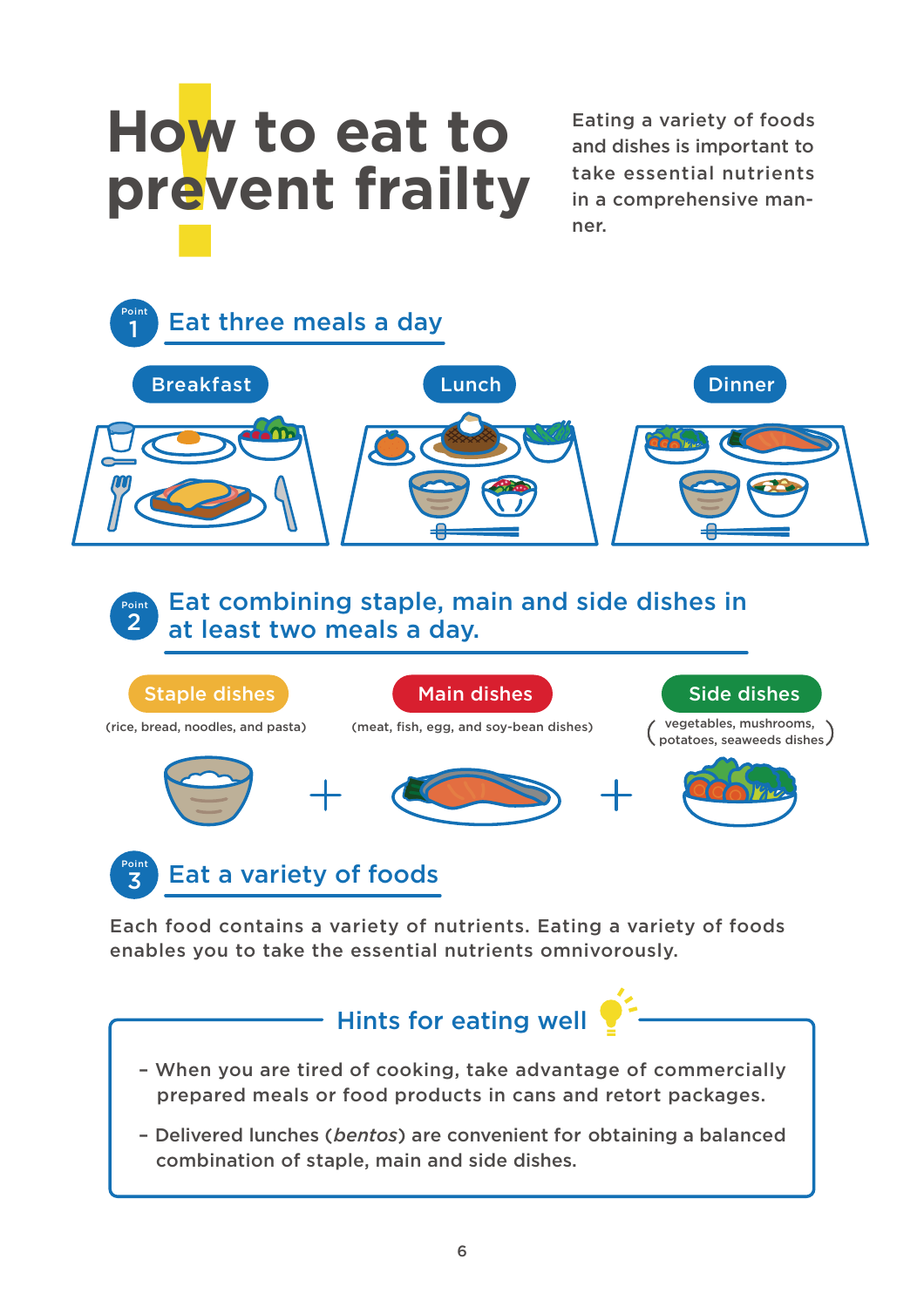# How to eat to prevent frailty

Eating a variety of foods and dishes is important to take essential nutrients in a comprehensive manner.

## Point 1 Eat three meals a day

Breakfast

Lunch

Dinner

## Point 2 Eat combining staple, main and side dishes in at least two meals a day.

**Staple dishes** (rice, bread, noodles, and pasta)

**Main dishes** (meat, fish, egg, and soy-bean dishes)

**Side dishes** (vegetables, mushrooms, potatoes, seaweeds dishes)

## Point 3 Eat a variety of foods

Each food contains a variety of nutrients. Eating a variety of foods enables you to take the essential nutrients omnivorously.

### Hints for eating well

- When you are tired of cooking, take advantage of commercially prepared meals or food products in cans and retort packages.
- Delivered lunches (*bentos*) are convenient for obtaining a balanced combination of staple, main and side dishes.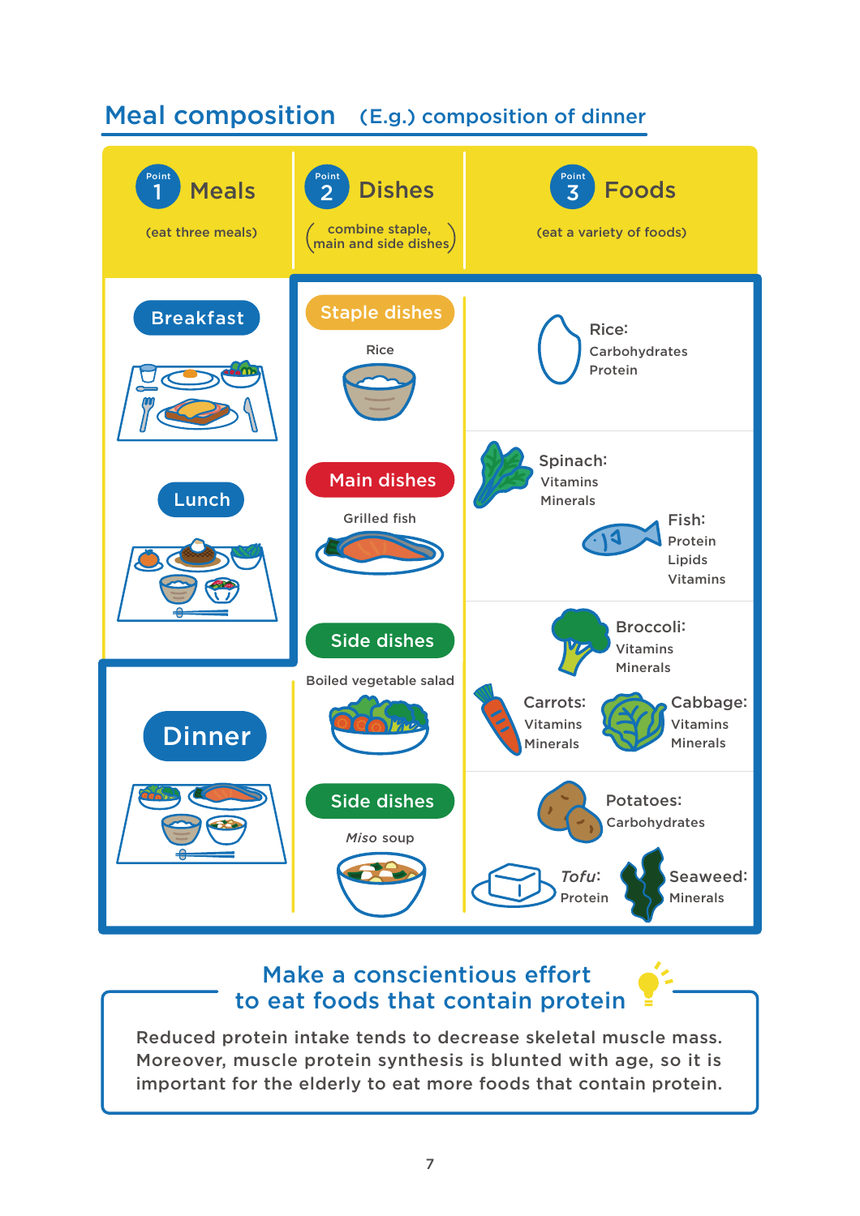## Meal composition (E.g.) composition of dinner

| Point 1 Meals (eat three meals) | Point 2 Dishes (combine staple, main and side dishes) | Point 3 Foods (eat a variety of foods) |
|---|---|---|
| Breakfast | **Staple dishes** Rice | Rice: Carbohydrates, Protein |
| Lunch | **Main dishes** Grilled fish | Spinach: Vitamins, Minerals; Fish: Protein, Lipids, Vitamins |
| **Dinner** | **Side dishes** Boiled vegetable salad | Broccoli: Vitamins, Minerals; Carrots: Vitamins, Minerals; Cabbage: Vitamins, Minerals |
| | **Side dishes** *Miso* soup | Potatoes: Carbohydrates; *Tofu*: Protein; Seaweed: Minerals |

### Make a conscientious effort to eat foods that contain protein

Reduced protein intake tends to decrease skeletal muscle mass. Moreover, muscle protein synthesis is blunted with age, so it is important for the elderly to eat more foods that contain protein.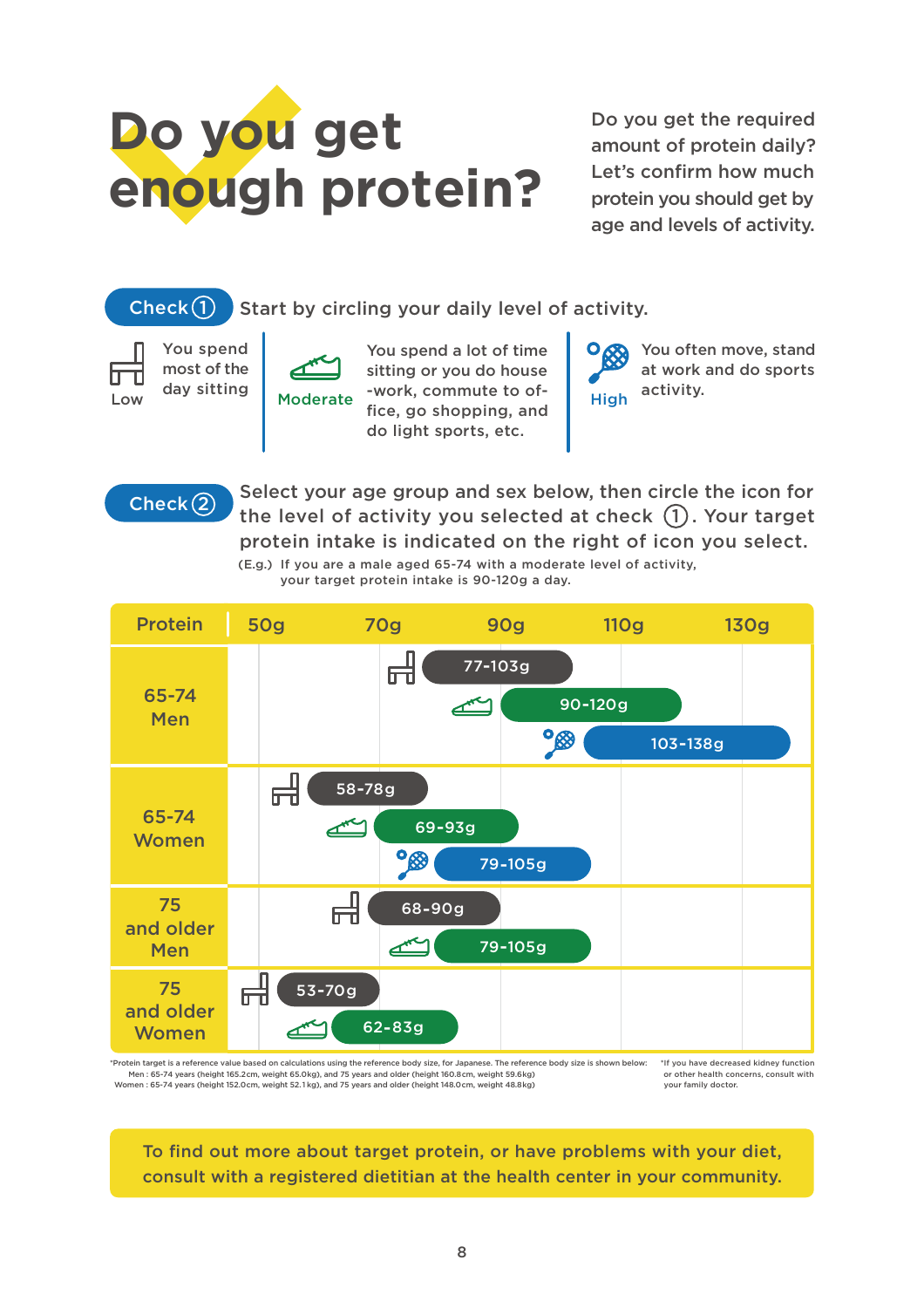# Do you get enough protein?

Do you get the required amount of protein daily? Let's confirm how much protein you should get by age and levels of activity.

**Check ①** Start by circling your daily level of activity.

- **Low**: You spend most of the day sitting
- **Moderate**: You spend a lot of time sitting or you do house-work, commute to office, go shopping, and do light sports, etc.
- **High**: You often move, stand at work and do sports activity.

**Check ②** Select your age group and sex below, then circle the icon for the level of activity you selected at check ①. Your target protein intake is indicated on the right of icon you select.

(E.g.) If you are a male aged 65-74 with a moderate level of activity, your target protein intake is 90-120g a day.

| Protein | Low | Moderate | High |
|---|---|---|---|
| 65-74 Men | 77-103g | 90-120g | 103-138g |
| 65-74 Women | 58-78g | 69-93g | 79-105g |
| 75 and older Men | 68-90g | 79-105g | |
| 75 and older Women | 53-70g | 62-83g | |

*Protein target is a reference value based on calculations using the reference body size, for Japanese. The reference body size is shown below:
Men : 65-74 years (height 165.2cm, weight 65.0kg), and 75 years and older (height 160.8cm, weight 59.6kg)
Women : 65-74 years (height 152.0cm, weight 52.1kg), and 75 years and older (height 148.0cm, weight 48.8kg)

*If you have decreased kidney function or other health concerns, consult with your family doctor.

To find out more about target protein, or have problems with your diet, consult with a registered dietitian at the health center in your community.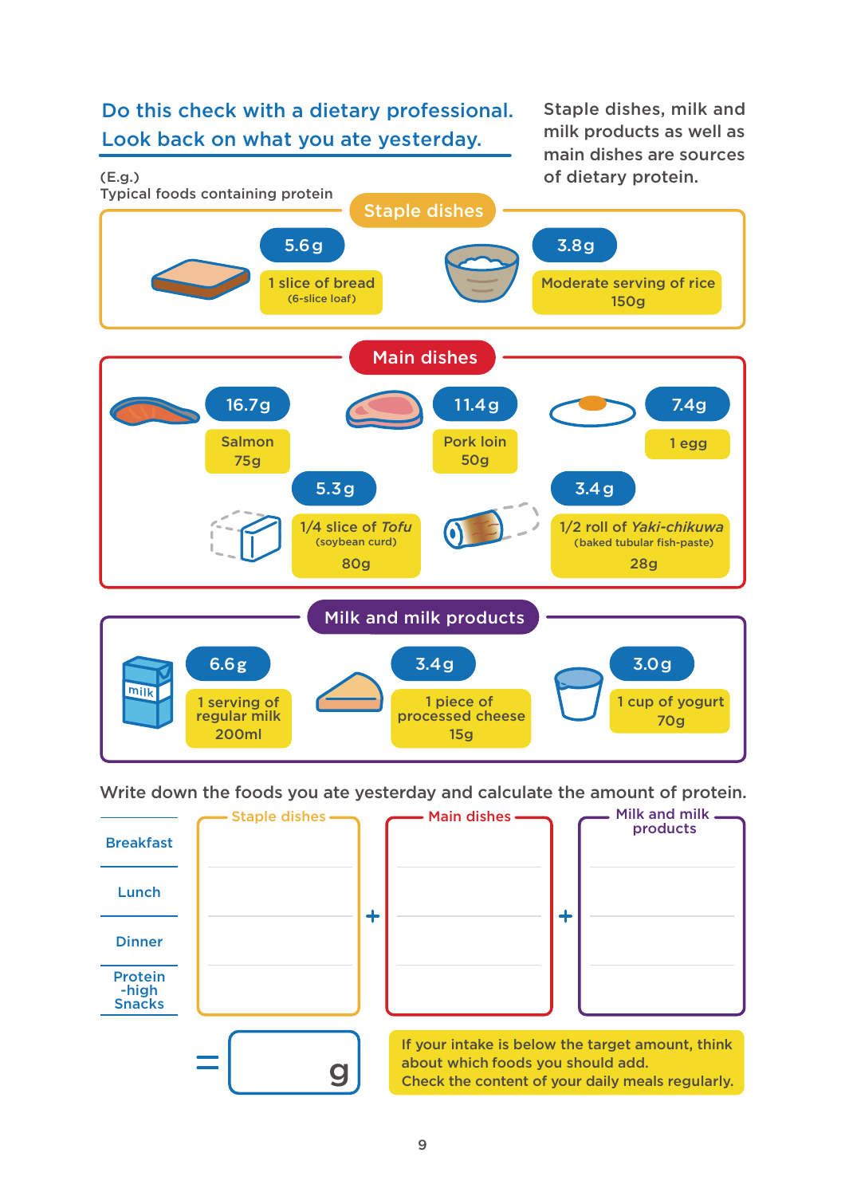## Do this check with a dietary professional. Look back on what you ate yesterday.

Staple dishes, milk and milk products as well as main dishes are sources of dietary protein.

(E.g.)
Typical foods containing protein

### Staple dishes

| Protein | Food |
|---|---|
| 5.6g | 1 slice of bread (6-slice loaf) |
| 3.8g | Moderate serving of rice 150g |

### Main dishes

| Protein | Food |
|---|---|
| 16.7g | Salmon 75g |
| 11.4g | Pork loin 50g |
| 7.4g | 1 egg |
| 5.3g | 1/4 slice of *Tofu* (soybean curd) 80g |
| 3.4g | 1/2 roll of *Yaki-chikuwa* (baked tubular fish-paste) 28g |

### Milk and milk products

| Protein | Food |
|---|---|
| 6.6g | 1 serving of regular milk 200ml |
| 3.4g | 1 piece of processed cheese 15g |
| 3.0g | 1 cup of yogurt 70g |

Write down the foods you ate yesterday and calculate the amount of protein.

| | Staple dishes | + | Main dishes | + | Milk and milk products |
|---|---|---|---|---|---|
| Breakfast | | | | | |
| Lunch | | | | | |
| Dinner | | | | | |
| Protein-high Snacks | | | | | |

= g

If your intake is below the target amount, think about which foods you should add.
Check the content of your daily meals regularly.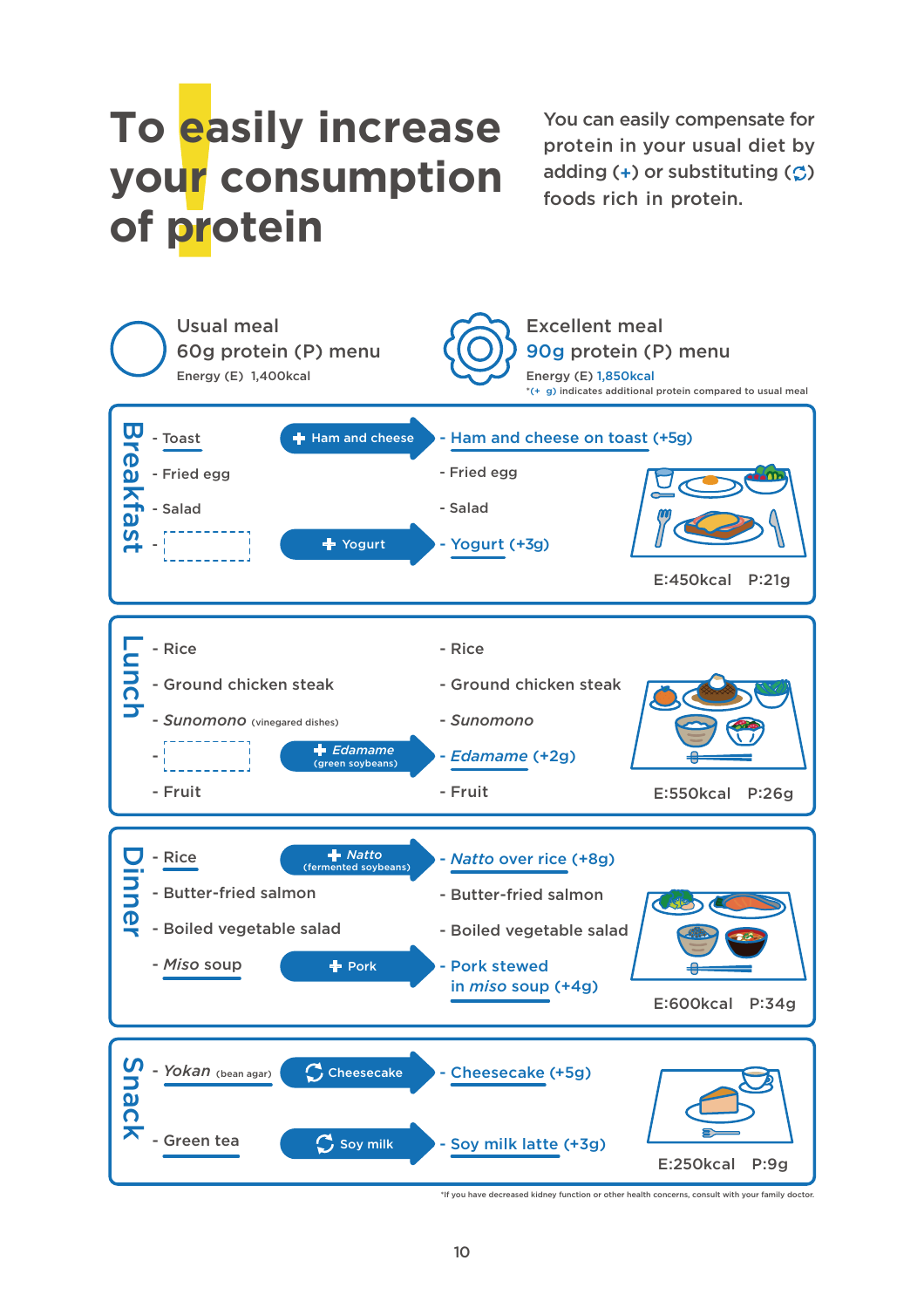# To easily increase your consumption of protein

You can easily compensate for protein in your usual diet by adding (+) or substituting (⟳) foods rich in protein.

**Usual meal**
60g protein (P) menu
Energy (E) 1,400kcal

**Excellent meal**
90g protein (P) menu
Energy (E) 1,850kcal
*(+ g) indicates additional protein compared to usual meal

## Breakfast

| Usual meal | Change | Excellent meal |
|---|---|---|
| - Toast | + Ham and cheese | - Ham and cheese on toast (+5g) |
| - Fried egg | | - Fried egg |
| - Salad | | - Salad |
| - | + Yogurt | - Yogurt (+3g) |

E:450kcal P:21g

## Lunch

| Usual meal | Change | Excellent meal |
|---|---|---|
| - Rice | | - Rice |
| - Ground chicken steak | | - Ground chicken steak |
| - *Sunomono* (vinegared dishes) | | - *Sunomono* |
| - | + *Edamame* (green soybeans) | - *Edamame* (+2g) |
| - Fruit | | - Fruit |

E:550kcal P:26g

## Dinner

| Usual meal | Change | Excellent meal |
|---|---|---|
| - Rice | + *Natto* (fermented soybeans) | - *Natto* over rice (+8g) |
| - Butter-fried salmon | | - Butter-fried salmon |
| - Boiled vegetable salad | | - Boiled vegetable salad |
| - *Miso* soup | + Pork | - Pork stewed in *miso* soup (+4g) |

E:600kcal P:34g

## Snack

| Usual meal | Change | Excellent meal |
|---|---|---|
| - *Yokan* (bean agar) | ⟳ Cheesecake | - Cheesecake (+5g) |
| - Green tea | ⟳ Soy milk | - Soy milk latte (+3g) |

E:250kcal P:9g

*If you have decreased kidney function or other health concerns, consult with your family doctor.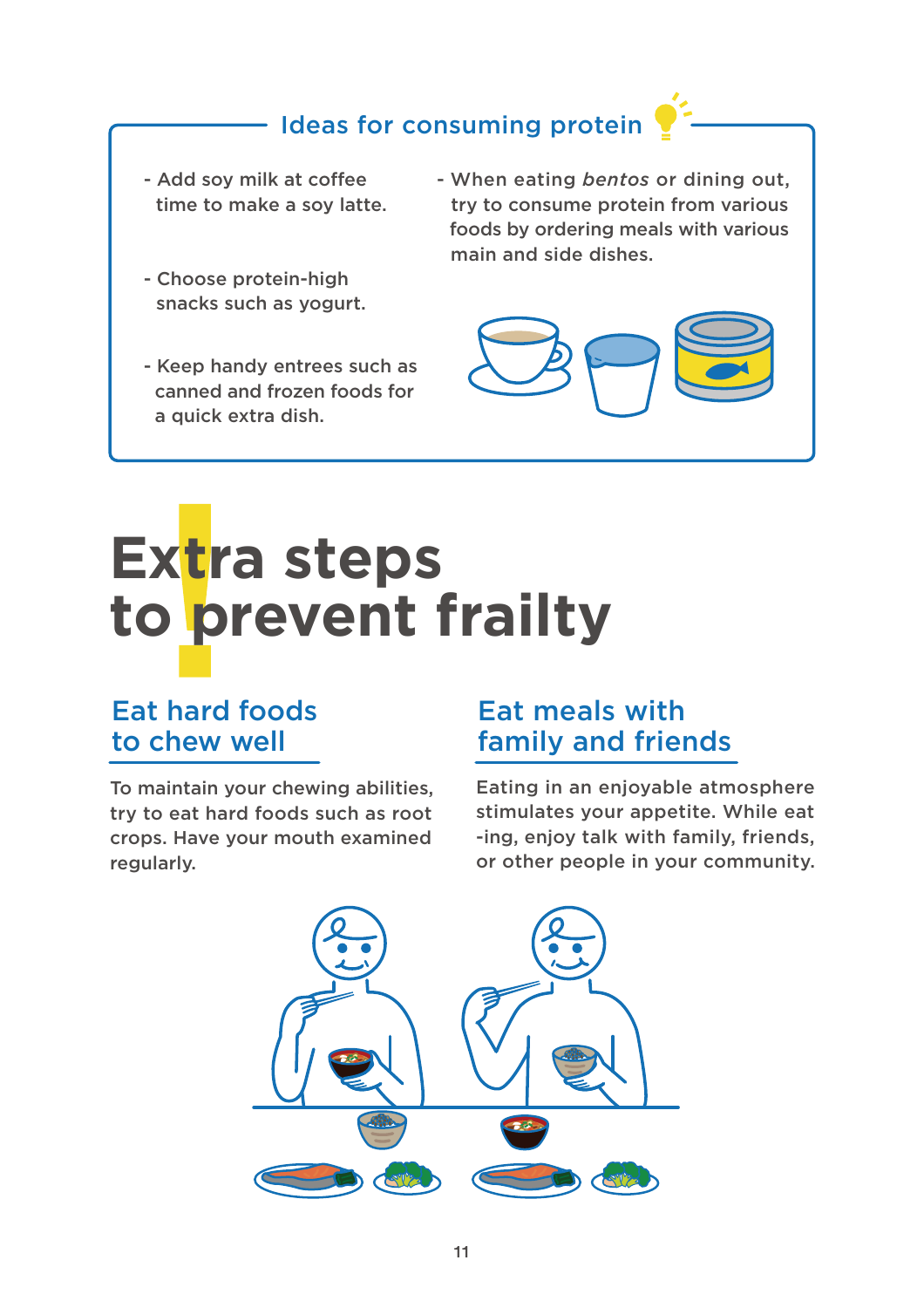## Ideas for consuming protein

- Add soy milk at coffee time to make a soy latte.
- Choose protein-high snacks such as yogurt.
- Keep handy entrees such as canned and frozen foods for a quick extra dish.
- When eating *bentos* or dining out, try to consume protein from various foods by ordering meals with various main and side dishes.

# Extra steps to prevent frailty

## Eat hard foods to chew well

To maintain your chewing abilities, try to eat hard foods such as root crops. Have your mouth examined regularly.

## Eat meals with family and friends

Eating in an enjoyable atmosphere stimulates your appetite. While eat-ing, enjoy talk with family, friends, or other people in your community.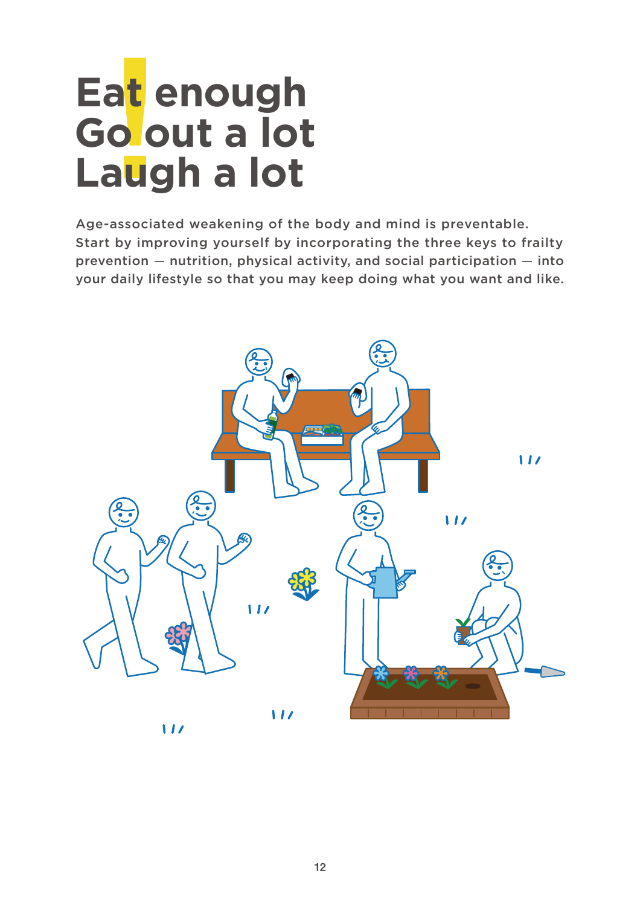# Eat enough
# Go out a lot
# Laugh a lot

Age-associated weakening of the body and mind is preventable. Start by improving yourself by incorporating the three keys to frailty prevention — nutrition, physical activity, and social participation — into your daily lifestyle so that you may keep doing what you want and like.